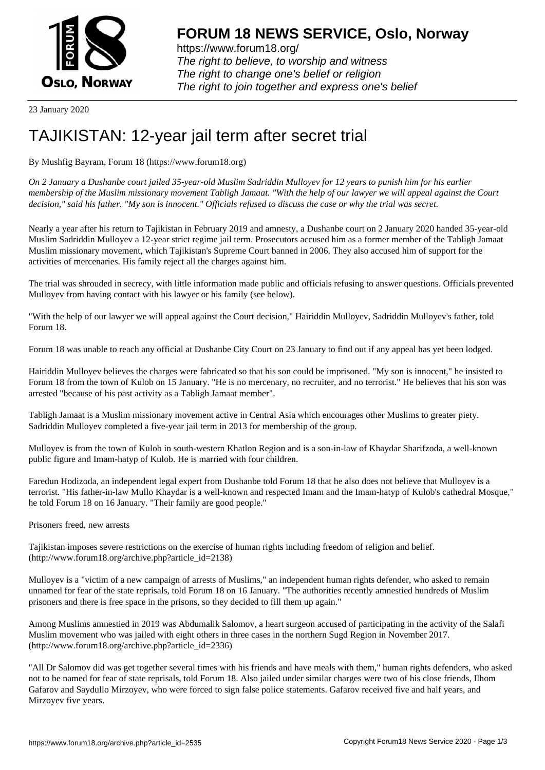**FORUM 18 NEWS SERVICE, Oslo, Norway**

https://www.forum18.org/
*The right to believe, to worship and witness*
*The right to change one's belief or religion*
*The right to join together and express one's belief*

23 January 2020

# TAJIKISTAN: 12-year jail term after secret trial

By Mushfig Bayram, Forum 18 (https://www.forum18.org)

*On 2 January a Dushanbe court jailed 35-year-old Muslim Sadriddin Mulloyev for 12 years to punish him for his earlier membership of the Muslim missionary movement Tabligh Jamaat. "With the help of our lawyer we will appeal against the Court decision," said his father. "My son is innocent." Officials refused to discuss the case or why the trial was secret.*

Nearly a year after his return to Tajikistan in February 2019 and amnesty, a Dushanbe court on 2 January 2020 handed 35-year-old Muslim Sadriddin Mulloyev a 12-year strict regime jail term. Prosecutors accused him as a former member of the Tabligh Jamaat Muslim missionary movement, which Tajikistan's Supreme Court banned in 2006. They also accused him of support for the activities of mercenaries. His family reject all the charges against him.

The trial was shrouded in secrecy, with little information made public and officials refusing to answer questions. Officials prevented Mulloyev from having contact with his lawyer or his family (see below).

"With the help of our lawyer we will appeal against the Court decision," Hairiddin Mulloyev, Sadriddin Mulloyev's father, told Forum 18.

Forum 18 was unable to reach any official at Dushanbe City Court on 23 January to find out if any appeal has yet been lodged.

Hairiddin Mulloyev believes the charges were fabricated so that his son could be imprisoned. "My son is innocent," he insisted to Forum 18 from the town of Kulob on 15 January. "He is no mercenary, no recruiter, and no terrorist." He believes that his son was arrested "because of his past activity as a Tabligh Jamaat member".

Tabligh Jamaat is a Muslim missionary movement active in Central Asia which encourages other Muslims to greater piety. Sadriddin Mulloyev completed a five-year jail term in 2013 for membership of the group.

Mulloyev is from the town of Kulob in south-western Khatlon Region and is a son-in-law of Khaydar Sharifzoda, a well-known public figure and Imam-hatyp of Kulob. He is married with four children.

Faredun Hodizoda, an independent legal expert from Dushanbe told Forum 18 that he also does not believe that Mulloyev is a terrorist. "His father-in-law Mullo Khaydar is a well-known and respected Imam and the Imam-hatyp of Kulob's cathedral Mosque," he told Forum 18 on 16 January. "Their family are good people."

Prisoners freed, new arrests

Tajikistan imposes severe restrictions on the exercise of human rights including freedom of religion and belief. (http://www.forum18.org/archive.php?article_id=2138)

Mulloyev is a "victim of a new campaign of arrests of Muslims," an independent human rights defender, who asked to remain unnamed for fear of the state reprisals, told Forum 18 on 16 January. "The authorities recently amnestied hundreds of Muslim prisoners and there is free space in the prisons, so they decided to fill them up again."

Among Muslims amnestied in 2019 was Abdumalik Salomov, a heart surgeon accused of participating in the activity of the Salafi Muslim movement who was jailed with eight others in three cases in the northern Sugd Region in November 2017. (http://www.forum18.org/archive.php?article_id=2336)

"All Dr Salomov did was get together several times with his friends and have meals with them," human rights defenders, who asked not to be named for fear of state reprisals, told Forum 18. Also jailed under similar charges were two of his close friends, Ilhom Gafarov and Saydullo Mirzoyev, who were forced to sign false police statements. Gafarov received five and half years, and Mirzoyev five years.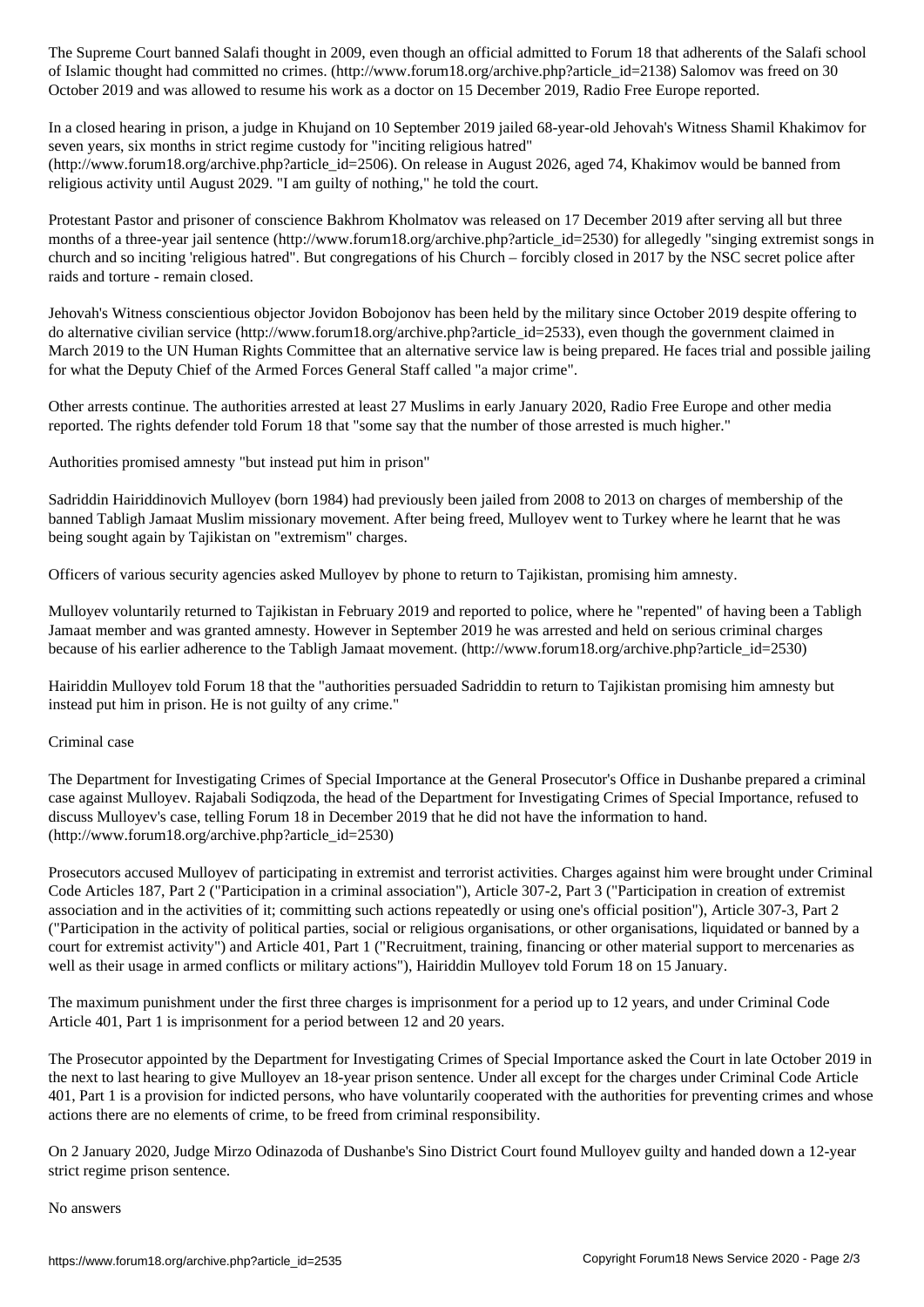The Supreme Court banned Salafi thought in 2009, even though an official admitted to Forum 18 that adherents of the Salafi school of Islamic thought had committed no crimes. (http://www.forum18.org/archive.php?article_id=2138) Salomov was freed on 30 October 2019 and was allowed to resume his work as a doctor on 15 December 2019, Radio Free Europe reported.

In a closed hearing in prison, a judge in Khujand on 10 September 2019 jailed 68-year-old Jehovah's Witness Shamil Khakimov for seven years, six months in strict regime custody for "inciting religious hatred" (http://www.forum18.org/archive.php?article_id=2506). On release in August 2026, aged 74, Khakimov would be banned from religious activity until August 2029. "I am guilty of nothing," he told the court.

Protestant Pastor and prisoner of conscience Bakhrom Kholmatov was released on 17 December 2019 after serving all but three months of a three-year jail sentence (http://www.forum18.org/archive.php?article_id=2530) for allegedly "singing extremist songs in church and so inciting 'religious hatred". But congregations of his Church – forcibly closed in 2017 by the NSC secret police after raids and torture - remain closed.

Jehovah's Witness conscientious objector Jovidon Bobojonov has been held by the military since October 2019 despite offering to do alternative civilian service (http://www.forum18.org/archive.php?article_id=2533), even though the government claimed in March 2019 to the UN Human Rights Committee that an alternative service law is being prepared. He faces trial and possible jailing for what the Deputy Chief of the Armed Forces General Staff called "a major crime".

Other arrests continue. The authorities arrested at least 27 Muslims in early January 2020, Radio Free Europe and other media reported. The rights defender told Forum 18 that "some say that the number of those arrested is much higher."

## Authorities promised amnesty "but instead put him in prison"

Sadriddin Hairiddinovich Mulloyev (born 1984) had previously been jailed from 2008 to 2013 on charges of membership of the banned Tabligh Jamaat Muslim missionary movement. After being freed, Mulloyev went to Turkey where he learnt that he was being sought again by Tajikistan on "extremism" charges.

Officers of various security agencies asked Mulloyev by phone to return to Tajikistan, promising him amnesty.

Mulloyev voluntarily returned to Tajikistan in February 2019 and reported to police, where he "repented" of having been a Tabligh Jamaat member and was granted amnesty. However in September 2019 he was arrested and held on serious criminal charges because of his earlier adherence to the Tabligh Jamaat movement. (http://www.forum18.org/archive.php?article_id=2530)

Hairiddin Mulloyev told Forum 18 that the "authorities persuaded Sadriddin to return to Tajikistan promising him amnesty but instead put him in prison. He is not guilty of any crime."

## Criminal case

The Department for Investigating Crimes of Special Importance at the General Prosecutor's Office in Dushanbe prepared a criminal case against Mulloyev. Rajabali Sodiqzoda, the head of the Department for Investigating Crimes of Special Importance, refused to discuss Mulloyev's case, telling Forum 18 in December 2019 that he did not have the information to hand. (http://www.forum18.org/archive.php?article_id=2530)

Prosecutors accused Mulloyev of participating in extremist and terrorist activities. Charges against him were brought under Criminal Code Articles 187, Part 2 ("Participation in a criminal association"), Article 307-2, Part 3 ("Participation in creation of extremist association and in the activities of it; committing such actions repeatedly or using one's official position"), Article 307-3, Part 2 ("Participation in the activity of political parties, social or religious organisations, or other organisations, liquidated or banned by a court for extremist activity") and Article 401, Part 1 ("Recruitment, training, financing or other material support to mercenaries as well as their usage in armed conflicts or military actions"), Hairiddin Mulloyev told Forum 18 on 15 January.

The maximum punishment under the first three charges is imprisonment for a period up to 12 years, and under Criminal Code Article 401, Part 1 is imprisonment for a period between 12 and 20 years.

The Prosecutor appointed by the Department for Investigating Crimes of Special Importance asked the Court in late October 2019 in the next to last hearing to give Mulloyev an 18-year prison sentence. Under all except for the charges under Criminal Code Article 401, Part 1 is a provision for indicted persons, who have voluntarily cooperated with the authorities for preventing crimes and whose actions there are no elements of crime, to be freed from criminal responsibility.

On 2 January 2020, Judge Mirzo Odinazoda of Dushanbe's Sino District Court found Mulloyev guilty and handed down a 12-year strict regime prison sentence.

## No answers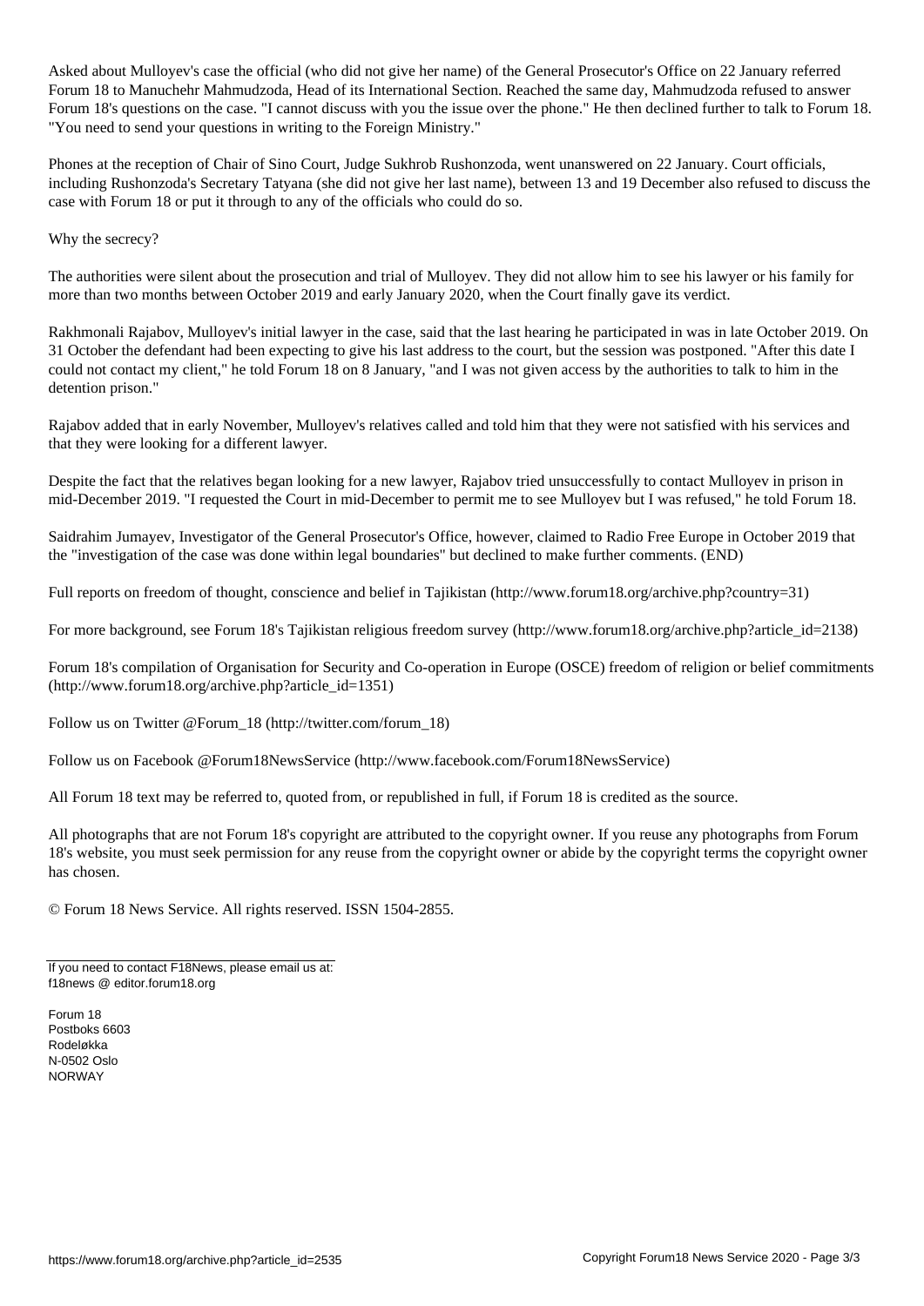Asked about Mulloyev's case the official (who did not give her name) of the General Prosecutor's Office on 22 January referred Forum 18 to Manuchehr Mahmudzoda, Head of its International Section. Reached the same day, Mahmudzoda refused to answer Forum 18's questions on the case. "I cannot discuss with you the issue over the phone." He then declined further to talk to Forum 18. "You need to send your questions in writing to the Foreign Ministry."

Phones at the reception of Chair of Sino Court, Judge Sukhrob Rushonzoda, went unanswered on 22 January. Court officials, including Rushonzoda's Secretary Tatyana (she did not give her last name), between 13 and 19 December also refused to discuss the case with Forum 18 or put it through to any of the officials who could do so.

Why the secrecy?

The authorities were silent about the prosecution and trial of Mulloyev. They did not allow him to see his lawyer or his family for more than two months between October 2019 and early January 2020, when the Court finally gave its verdict.

Rakhmonali Rajabov, Mulloyev's initial lawyer in the case, said that the last hearing he participated in was in late October 2019. On 31 October the defendant had been expecting to give his last address to the court, but the session was postponed. "After this date I could not contact my client," he told Forum 18 on 8 January, "and I was not given access by the authorities to talk to him in the detention prison."

Rajabov added that in early November, Mulloyev's relatives called and told him that they were not satisfied with his services and that they were looking for a different lawyer.

Despite the fact that the relatives began looking for a new lawyer, Rajabov tried unsuccessfully to contact Mulloyev in prison in mid-December 2019. "I requested the Court in mid-December to permit me to see Mulloyev but I was refused," he told Forum 18.

Saidrahim Jumayev, Investigator of the General Prosecutor's Office, however, claimed to Radio Free Europe in October 2019 that the "investigation of the case was done within legal boundaries" but declined to make further comments. (END)

Full reports on freedom of thought, conscience and belief in Tajikistan (http://www.forum18.org/archive.php?country=31)

For more background, see Forum 18's Tajikistan religious freedom survey (http://www.forum18.org/archive.php?article_id=2138)

Forum 18's compilation of Organisation for Security and Co-operation in Europe (OSCE) freedom of religion or belief commitments (http://www.forum18.org/archive.php?article_id=1351)

Follow us on Twitter @Forum_18 (http://twitter.com/forum_18)

Follow us on Facebook @Forum18NewsService (http://www.facebook.com/Forum18NewsService)

All Forum 18 text may be referred to, quoted from, or republished in full, if Forum 18 is credited as the source.

All photographs that are not Forum 18's copyright are attributed to the copyright owner. If you reuse any photographs from Forum 18's website, you must seek permission for any reuse from the copyright owner or abide by the copyright terms the copyright owner has chosen.

© Forum 18 News Service. All rights reserved. ISSN 1504-2855.

---

If you need to contact F18News, please email us at:
f18news @ editor.forum18.org

Forum 18
Postboks 6603
Rodeløkka
N-0502 Oslo
NORWAY